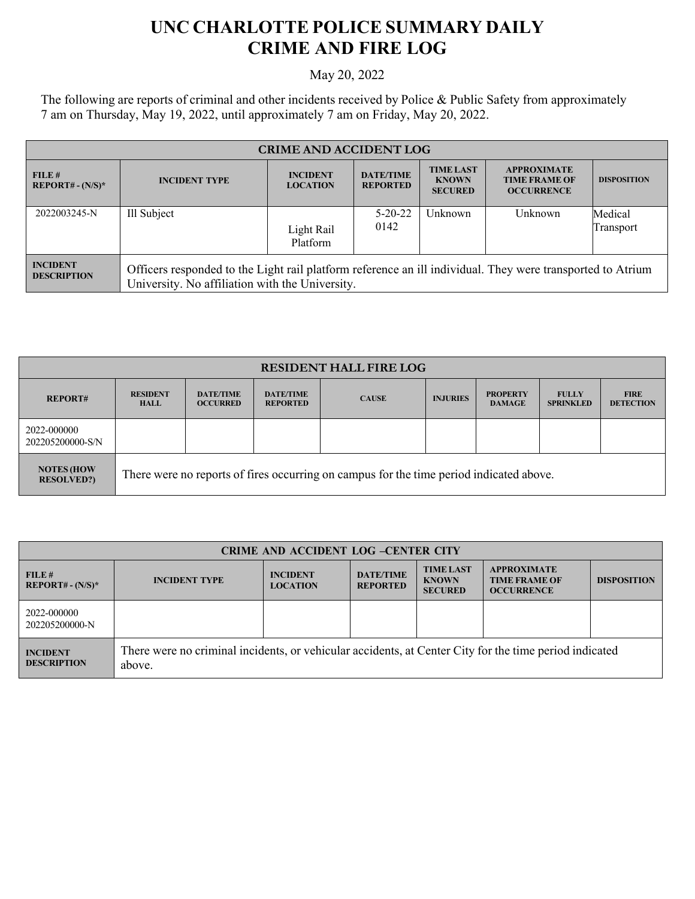# UNC CHARLOTTE POLICE SUMMARY DAILY CRIME AND FIRE LOG

May 20, 2022

The following are reports of criminal and other incidents received by Police & Public Safety from approximately 7 am on Thursday, May 19, 2022, until approximately 7 am on Friday, May 20, 2022.

| CRIME AND ACCIDENT LOG | | | | | | |
|---|---|---|---|---|---|---|
| FILE # REPORT# - (N/S)* | INCIDENT TYPE | INCIDENT LOCATION | DATE/TIME REPORTED | TIME LAST KNOWN SECURED | APPROXIMATE TIME FRAME OF OCCURRENCE | DISPOSITION |
| 2022003245-N | Ill Subject | Light Rail Platform | 5-20-22 0142 | Unknown | Unknown | Medical Transport |
| INCIDENT DESCRIPTION | Officers responded to the Light rail platform reference an ill individual. They were transported to Atrium University. No affiliation with the University. | | | | | |

| RESIDENT HALL FIRE LOG | | | | | | | | |
|---|---|---|---|---|---|---|---|---|
| REPORT# | RESIDENT HALL | DATE/TIME OCCURRED | DATE/TIME REPORTED | CAUSE | INJURIES | PROPERTY DAMAGE | FULLY SPRINKLED | FIRE DETECTION |
| 2022-000000 202205200000-S/N | | | | | | | | |
| NOTES (HOW RESOLVED?) | There were no reports of fires occurring on campus for the time period indicated above. | | | | | | | |

| CRIME AND ACCIDENT LOG –CENTER CITY | | | | | | |
|---|---|---|---|---|---|---|
| FILE # REPORT# - (N/S)* | INCIDENT TYPE | INCIDENT LOCATION | DATE/TIME REPORTED | TIME LAST KNOWN SECURED | APPROXIMATE TIME FRAME OF OCCURRENCE | DISPOSITION |
| 2022-000000 202205200000-N | | | | | | |
| INCIDENT DESCRIPTION | There were no criminal incidents, or vehicular accidents, at Center City for the time period indicated above. | | | | | |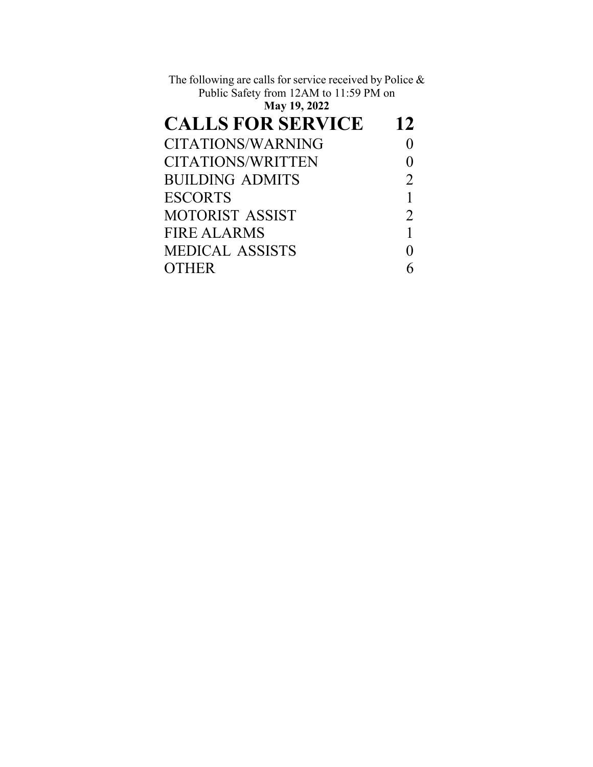The following are calls for service received by Police & Public Safety from 12AM to 11:59 PM on

**May 19, 2022**

| | |
|---|---|
| **CALLS FOR SERVICE** | **12** |
| CITATIONS/WARNING | 0 |
| CITATIONS/WRITTEN | 0 |
| BUILDING ADMITS | 2 |
| ESCORTS | 1 |
| MOTORIST ASSIST | 2 |
| FIRE ALARMS | 1 |
| MEDICAL ASSISTS | 0 |
| OTHER | 6 |